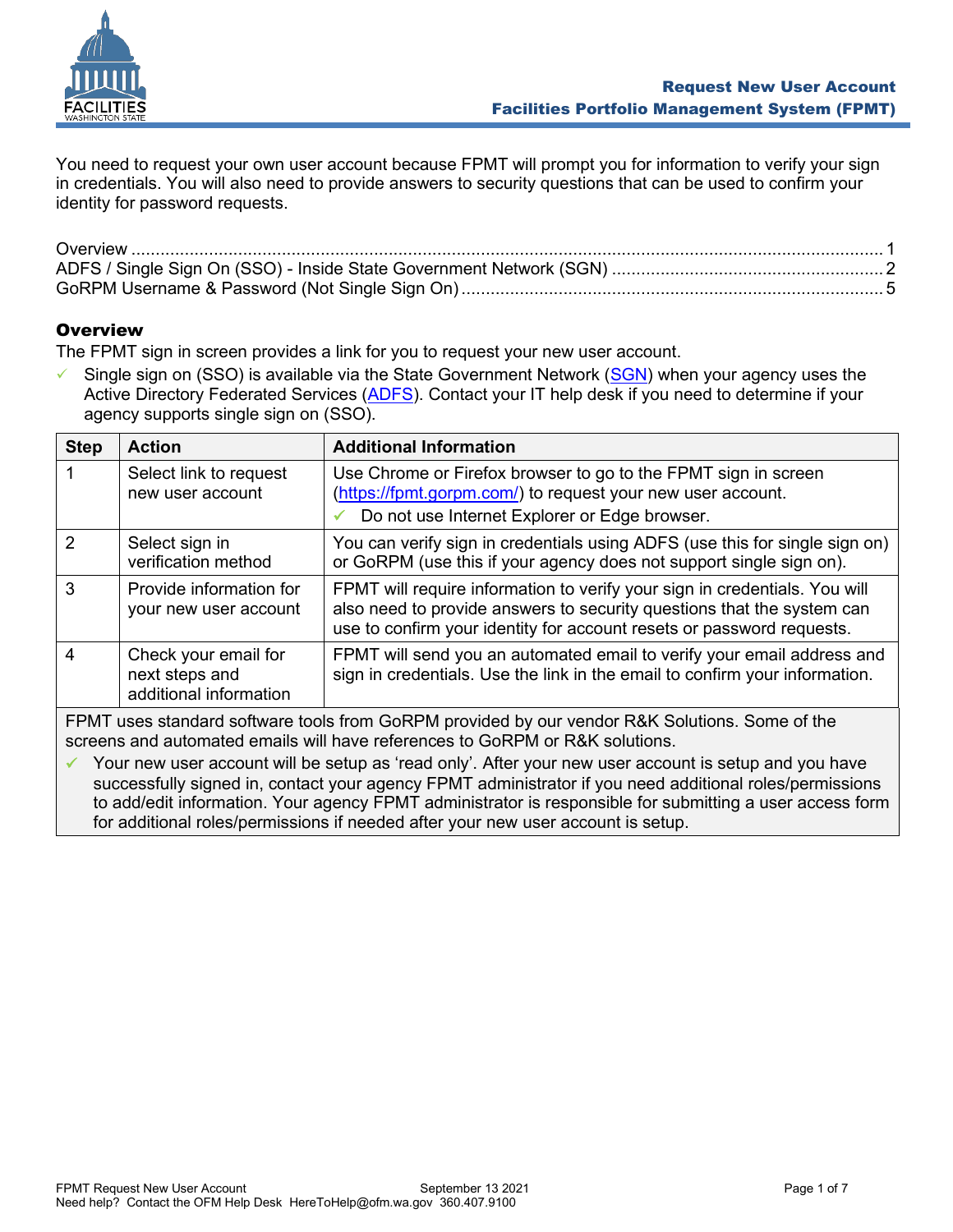# Request New User Account
## Facilities Portfolio Management System (FPMT)

You need to request your own user account because FPMT will prompt you for information to verify your sign in credentials. You will also need to provide answers to security questions that can be used to confirm your identity for password requests.

Overview ..... 1
ADFS / Single Sign On (SSO) - Inside State Government Network (SGN) ..... 2
GoRPM Username & Password (Not Single Sign On) ..... 5

## Overview

The FPMT sign in screen provides a link for you to request your new user account.

- ✓ Single sign on (SSO) is available via the State Government Network (SGN) when your agency uses the Active Directory Federated Services (ADFS). Contact your IT help desk if you need to determine if your agency supports single sign on (SSO).

| Step | Action | Additional Information |
|---|---|---|
| 1 | Select link to request new user account | Use Chrome or Firefox browser to go to the FPMT sign in screen (https://fpmt.gorpm.com/) to request your new user account. ✓ Do not use Internet Explorer or Edge browser. |
| 2 | Select sign in verification method | You can verify sign in credentials using ADFS (use this for single sign on) or GoRPM (use this if your agency does not support single sign on). |
| 3 | Provide information for your new user account | FPMT will require information to verify your sign in credentials. You will also need to provide answers to security questions that the system can use to confirm your identity for account resets or password requests. |
| 4 | Check your email for next steps and additional information | FPMT will send you an automated email to verify your email address and sign in credentials. Use the link in the email to confirm your information. |

FPMT uses standard software tools from GoRPM provided by our vendor R&K Solutions. Some of the screens and automated emails will have references to GoRPM or R&K solutions.

- ✓ Your new user account will be setup as 'read only'. After your new user account is setup and you have successfully signed in, contact your agency FPMT administrator if you need additional roles/permissions to add/edit information. Your agency FPMT administrator is responsible for submitting a user access form for additional roles/permissions if needed after your new user account is setup.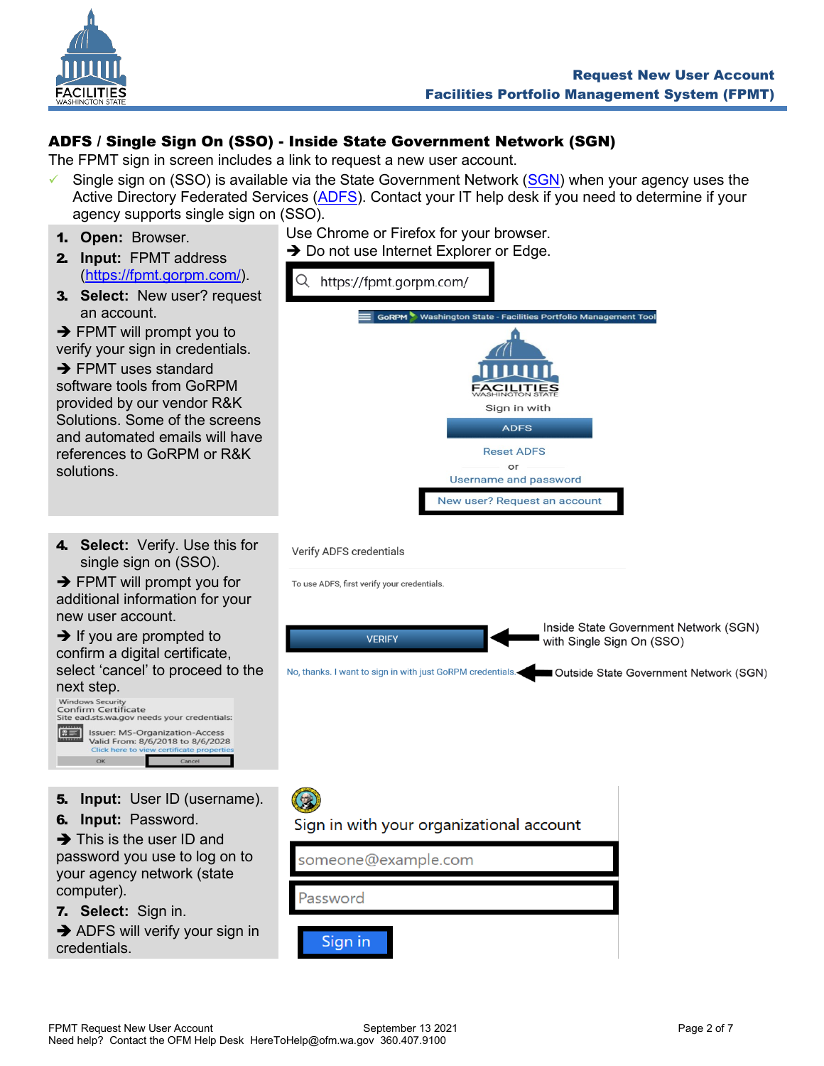## ADFS / Single Sign On (SSO) - Inside State Government Network (SGN)

The FPMT sign in screen includes a link to request a new user account.

- ✓ Single sign on (SSO) is available via the State Government Network (SGN) when your agency uses the Active Directory Federated Services (ADFS). Contact your IT help desk if you need to determine if your agency supports single sign on (SSO).

1. **Open:** Browser.
2. **Input:** FPMT address (https://fpmt.gorpm.com/).
3. **Select:** New user? request an account.

➔ FPMT will prompt you to verify your sign in credentials.

➔ FPMT uses standard software tools from GoRPM provided by our vendor R&K Solutions. Some of the screens and automated emails will have references to GoRPM or R&K solutions.

Use Chrome or Firefox for your browser.
➔ Do not use Internet Explorer or Edge.

https://fpmt.gorpm.com/

GoRPM Washington State - Facilities Portfolio Management Tool

FACILITIES WASHINGTON STATE

Sign in with

ADFS

Reset ADFS

or

Username and password

New user? Request an account

4. **Select:** Verify. Use this for single sign on (SSO).

➔ FPMT will prompt you for additional information for your new user account.

➔ If you are prompted to confirm a digital certificate, select 'cancel' to proceed to the next step.

Windows Security
Confirm Certificate
Site ead.sts.wa.gov needs your credentials:
Issuer: MS-Organization-Access
Valid From: 8/6/2018 to 8/6/2028
Click here to view certificate properties
OK | Cancel

Verify ADFS credentials

To use ADFS, first verify your credentials.

VERIFY ← Inside State Government Network (SGN) with Single Sign On (SSO)

No, thanks. I want to sign in with just GoRPM credentials. ← Outside State Government Network (SGN)

5. **Input:** User ID (username).
6. **Input:** Password.

➔ This is the user ID and password you use to log on to your agency network (state computer).

7. **Select:** Sign in.

➔ ADFS will verify your sign in credentials.

Sign in with your organizational account

someone@example.com

Password

Sign in

FPMT Request New User Account September 13 2021
Need help? Contact the OFM Help Desk HereToHelp@ofm.wa.gov 360.407.9100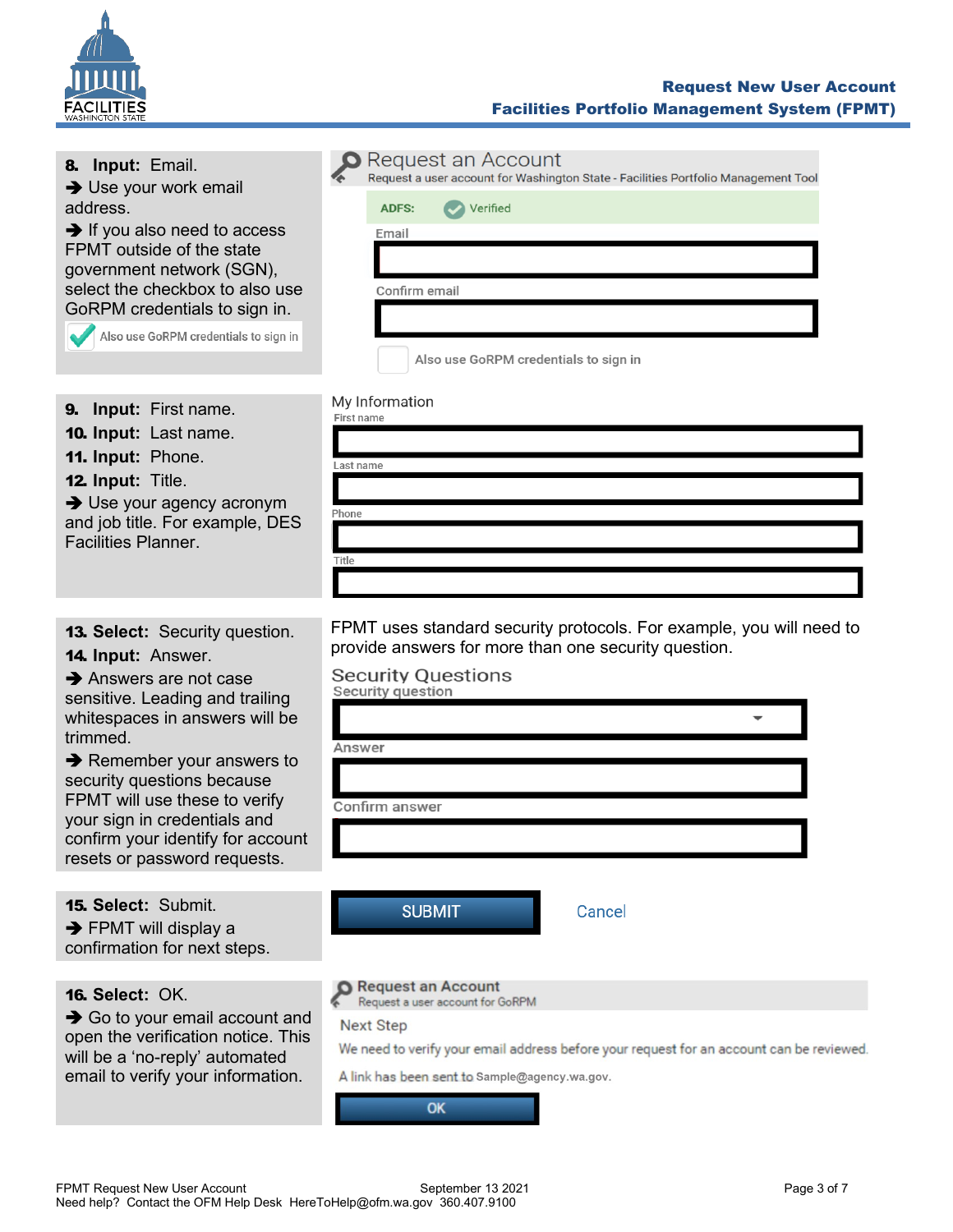**8. Input:** Email.

➔ Use your work email address.

➔ If you also need to access FPMT outside of the state government network (SGN), select the checkbox to also use GoRPM credentials to sign in.

Also use GoRPM credentials to sign in

Request an Account

Request a user account for Washington State - Facilities Portfolio Management Tool

ADFS: Verified

Email

Confirm email

Also use GoRPM credentials to sign in

**9. Input:** First name.

**10. Input:** Last name.

**11. Input:** Phone.

**12. Input:** Title.

➔ Use your agency acronym and job title. For example, DES Facilities Planner.

My Information

First name

Last name

Phone

Title

**13. Select:** Security question.

**14. Input:** Answer.

➔ Answers are not case sensitive. Leading and trailing whitespaces in answers will be trimmed.

➔ Remember your answers to security questions because FPMT will use these to verify your sign in credentials and confirm your identify for account resets or password requests.

FPMT uses standard security protocols. For example, you will need to provide answers for more than one security question.

Security Questions

Security question

Answer

Confirm answer

**15. Select:** Submit.

➔ FPMT will display a confirmation for next steps.

SUBMIT    Cancel

**16. Select:** OK.

➔ Go to your email account and open the verification notice. This will be a 'no-reply' automated email to verify your information.

Request an Account

Request a user account for GoRPM

Next Step

We need to verify your email address before your request for an account can be reviewed.

A link has been sent to Sample@agency.wa.gov.

OK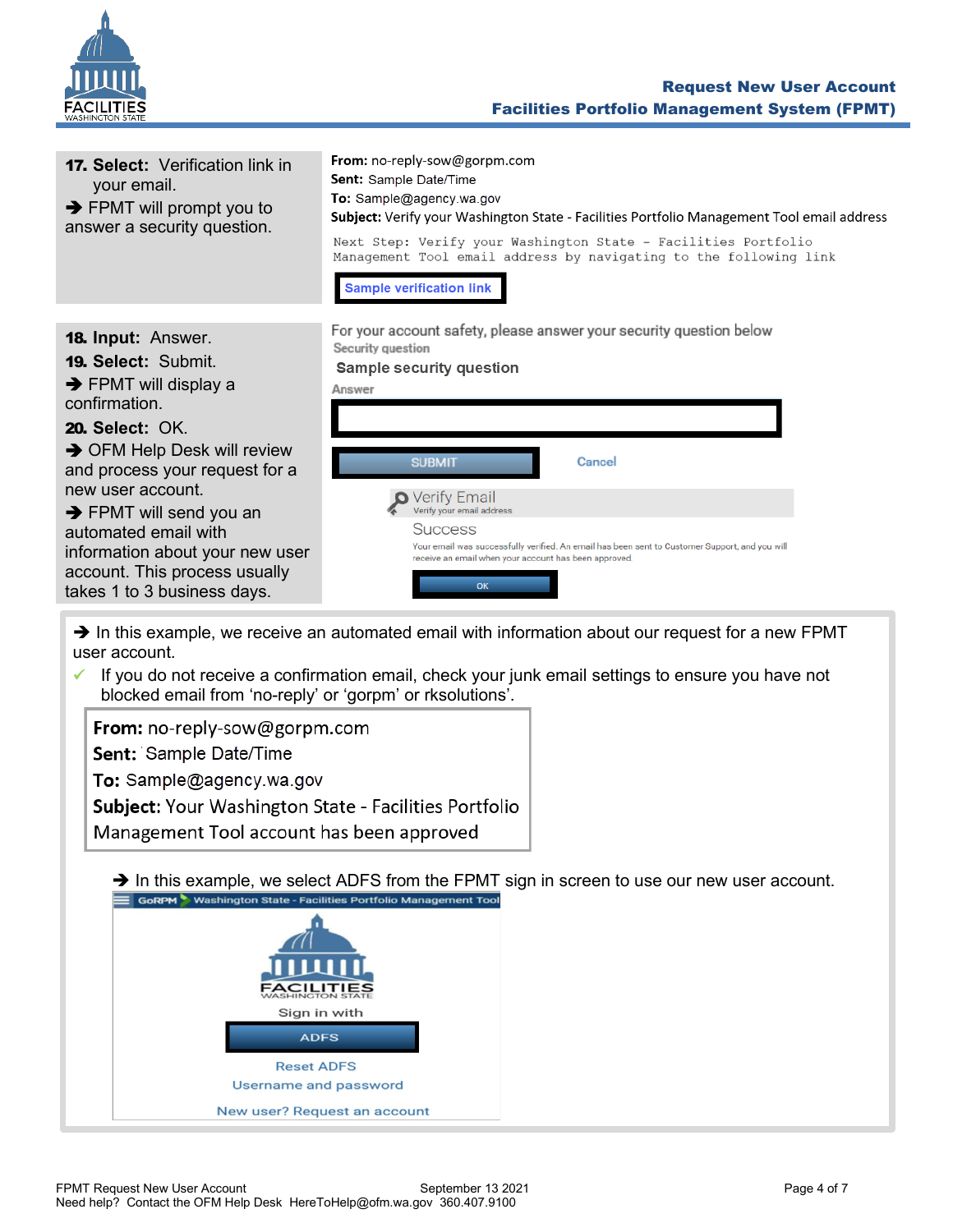**17. Select:** Verification link in your email.

➔ FPMT will prompt you to answer a security question.

**From:** no-reply-sow@gorpm.com
**Sent:** Sample Date/Time
**To:** Sample@agency.wa.gov
**Subject:** Verify your Washington State - Facilities Portfolio Management Tool email address

```
Next Step: Verify your Washington State - Facilities Portfolio
Management Tool email address by navigating to the following link
```

Sample verification link

**18. Input:** Answer.

**19. Select:** Submit.

➔ FPMT will display a confirmation.

**20. Select:** OK.

➔ OFM Help Desk will review and process your request for a new user account.

➔ FPMT will send you an automated email with information about your new user account. This process usually takes 1 to 3 business days.

For your account safety, please answer your security question below

Security question

Sample security question

Answer

SUBMIT Cancel

Verify Email
Verify your email address

Success

Your email was successfully verified. An email has been sent to Customer Support, and you will receive an email when your account has been approved.

OK

➔ In this example, we receive an automated email with information about our request for a new FPMT user account.

✓ If you do not receive a confirmation email, check your junk email settings to ensure you have not blocked email from 'no-reply' or 'gorpm' or rksolutions'.

**From:** no-reply-sow@gorpm.com
**Sent:** Sample Date/Time
**To:** Sample@agency.wa.gov
**Subject:** Your Washington State - Facilities Portfolio Management Tool account has been approved

➔ In this example, we select ADFS from the FPMT sign in screen to use our new user account.

GoRPM Washington State - Facilities Portfolio Management Tool

FACILITIES
WASHINGTON STATE

Sign in with

ADFS

Reset ADFS

Username and password

New user? Request an account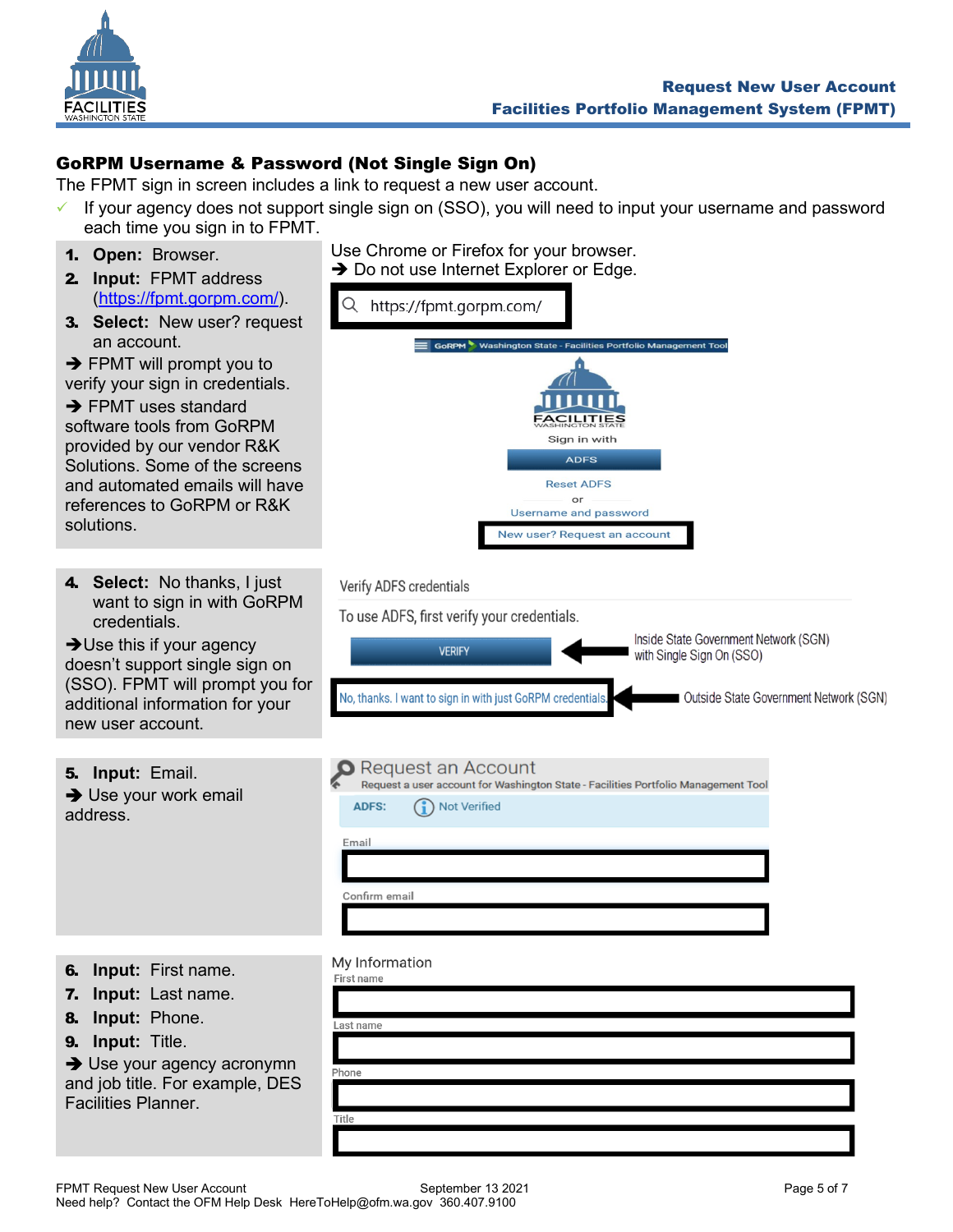## GoRPM Username & Password (Not Single Sign On)

The FPMT sign in screen includes a link to request a new user account.

- ✓ If your agency does not support single sign on (SSO), you will need to input your username and password each time you sign in to FPMT.

1. **Open:** Browser.
2. **Input:** FPMT address (https://fpmt.gorpm.com/).
3. **Select:** New user? request an account.

➔ FPMT will prompt you to verify your sign in credentials.

➔ FPMT uses standard software tools from GoRPM provided by our vendor R&K Solutions. Some of the screens and automated emails will have references to GoRPM or R&K solutions.

Use Chrome or Firefox for your browser.
➔ Do not use Internet Explorer or Edge.

https://fpmt.gorpm.com/

GoRPM Washington State - Facilities Portfolio Management Tool

FACILITIES WASHINGTON STATE

Sign in with

ADFS

Reset ADFS

or

Username and password

New user? Request an account

4. **Select:** No thanks, I just want to sign in with GoRPM credentials.

➔Use this if your agency doesn't support single sign on (SSO). FPMT will prompt you for additional information for your new user account.

Verify ADFS credentials

To use ADFS, first verify your credentials.

VERIFY ← Inside State Government Network (SGN) with Single Sign On (SSO)

No, thanks. I want to sign in with just GoRPM credentials. ← Outside State Government Network (SGN)

5. **Input:** Email.

➔ Use your work email address.

Request an Account

Request a user account for Washington State - Facilities Portfolio Management Tool

ADFS: Not Verified

Email

Confirm email

6. **Input:** First name.
7. **Input:** Last name.
8. **Input:** Phone.
9. **Input:** Title.

➔ Use your agency acronymn and job title. For example, DES Facilities Planner.

My Information

First name

Last name

Phone

Title

FPMT Request New User Account September 13 2021

Need help? Contact the OFM Help Desk HereToHelp@ofm.wa.gov 360.407.9100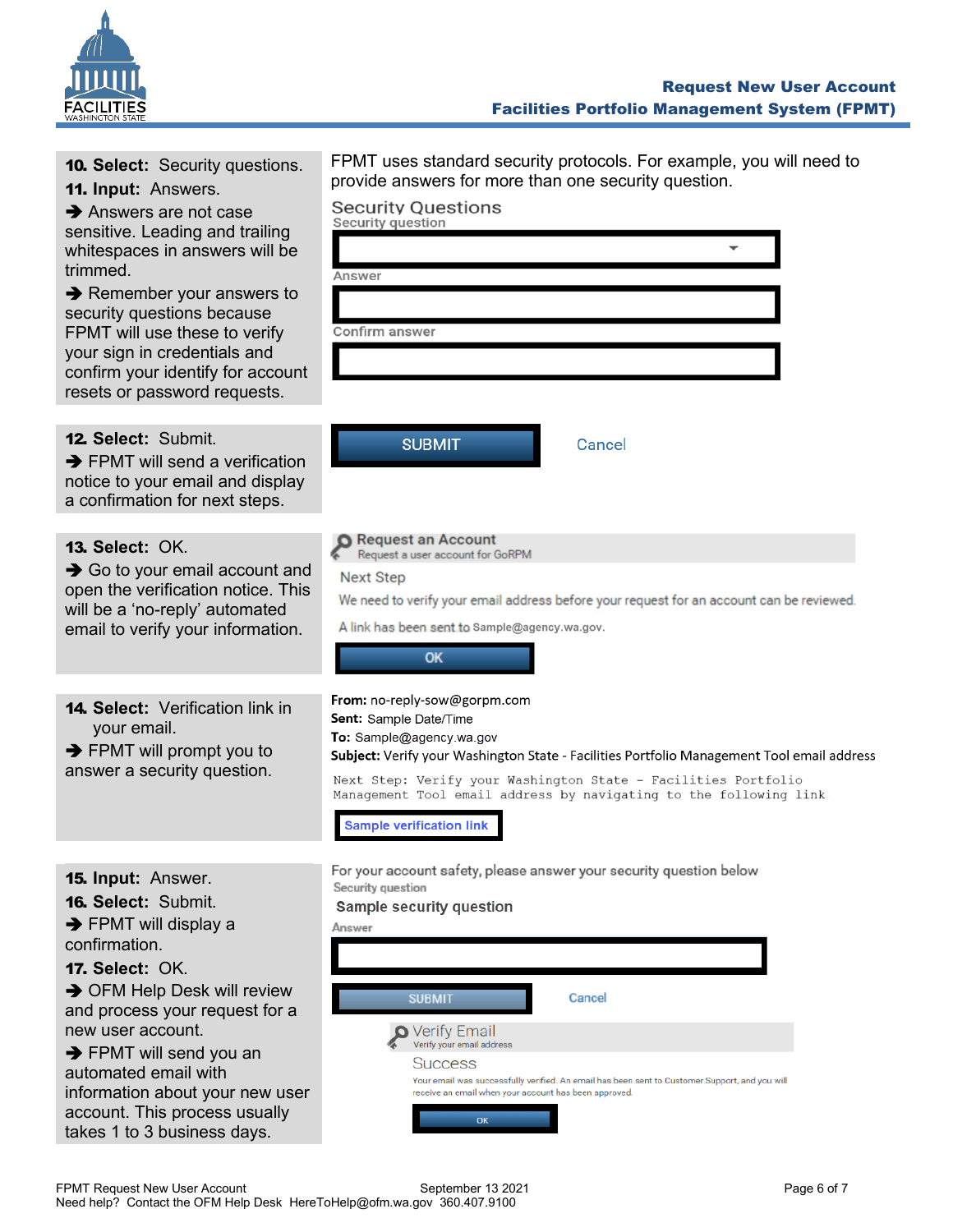**10. Select:** Security questions.

**11. Input:** Answers.

➔ Answers are not case sensitive. Leading and trailing whitespaces in answers will be trimmed.

➔ Remember your answers to security questions because FPMT will use these to verify your sign in credentials and confirm your identify for account resets or password requests.

FPMT uses standard security protocols. For example, you will need to provide answers for more than one security question.

Security Questions

Security question

Answer

Confirm answer

**12. Select:** Submit.

➔ FPMT will send a verification notice to your email and display a confirmation for next steps.

SUBMIT    Cancel

**13. Select:** OK.

➔ Go to your email account and open the verification notice. This will be a 'no-reply' automated email to verify your information.

Request an Account

Request a user account for GoRPM

Next Step

We need to verify your email address before your request for an account can be reviewed.

A link has been sent to Sample@agency.wa.gov.

OK

**14. Select:** Verification link in your email.

➔ FPMT will prompt you to answer a security question.

**From:** no-reply-sow@gorpm.com
**Sent:** Sample Date/Time
**To:** Sample@agency.wa.gov
**Subject:** Verify your Washington State - Facilities Portfolio Management Tool email address

```
Next Step: Verify your Washington State - Facilities Portfolio
Management Tool email address by navigating to the following link
```

Sample verification link

**15. Input:** Answer.

**16. Select:** Submit.

➔ FPMT will display a confirmation.

**17. Select:** OK.

➔ OFM Help Desk will review and process your request for a new user account.

➔ FPMT will send you an automated email with information about your new user account. This process usually takes 1 to 3 business days.

For your account safety, please answer your security question below

Security question

Sample security question

Answer

SUBMIT    Cancel

Verify Email

Verify your email address

Success

Your email was successfully verified. An email has been sent to Customer Support, and you will receive an email when your account has been approved.

OK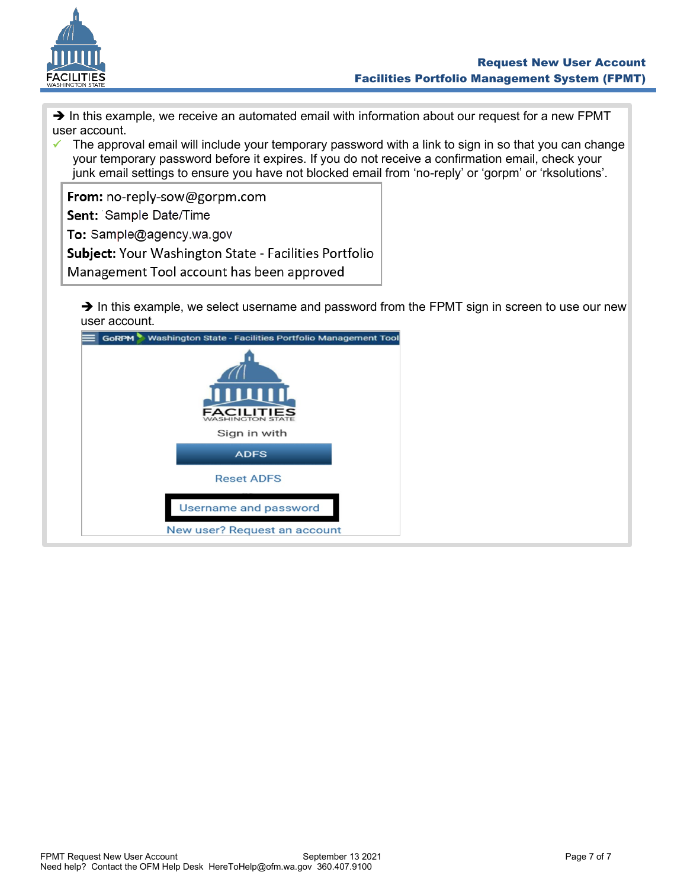➔ In this example, we receive an automated email with information about our request for a new FPMT user account.

✓ The approval email will include your temporary password with a link to sign in so that you can change your temporary password before it expires. If you do not receive a confirmation email, check your junk email settings to ensure you have not blocked email from 'no-reply' or 'gorpm' or 'rksolutions'.

**From:** no-reply-sow@gorpm.com
**Sent:** Sample Date/Time
**To:** Sample@agency.wa.gov
**Subject:** Your Washington State - Facilities Portfolio Management Tool account has been approved

➔ In this example, we select username and password from the FPMT sign in screen to use our new user account.

GoRPM Washington State - Facilities Portfolio Management Tool

FACILITIES
WASHINGTON STATE

Sign in with

ADFS

Reset ADFS

Username and password

New user? Request an account